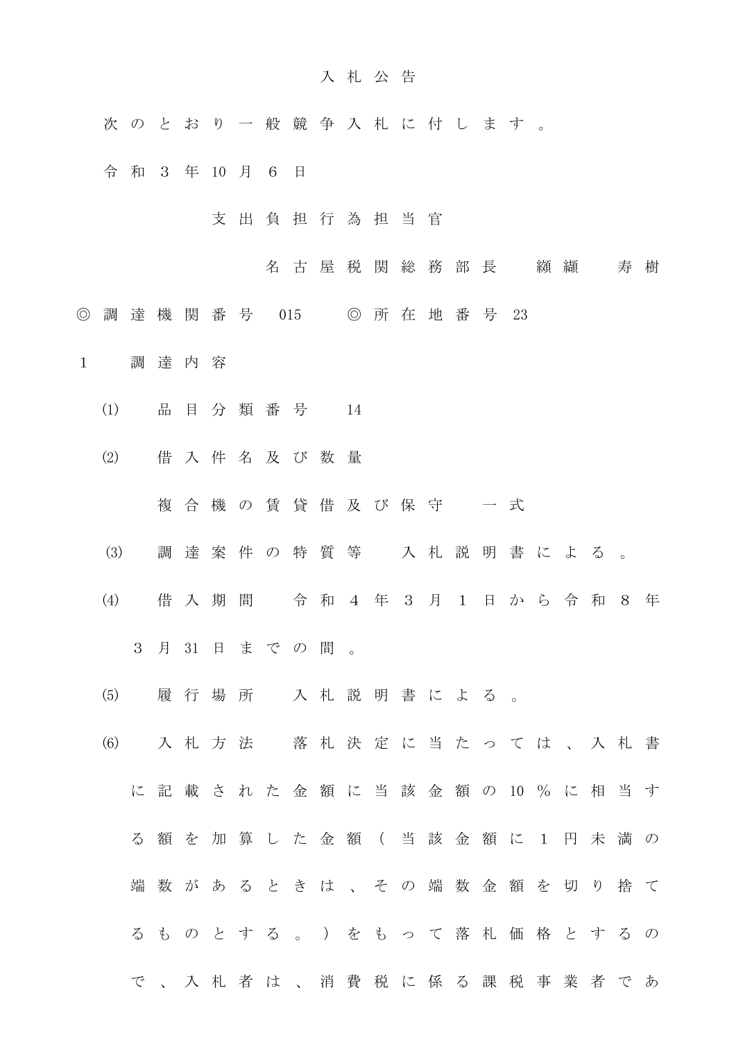# 入札公告

次のとおり一般競争入札に付します。

令和３年10月６日

支出負担行為担当官

名古屋税関総務部長　纐纈　寿樹

◎調達機関番号　015　◎所在地番号　23

１　調達内容

⑴　品目分類番号　14

⑵　借入件名及び数量

複合機の賃貸借及び保守　一式

⑶　調達案件の特質等　入札説明書による。

⑷　借入期間　令和４年３月１日から令和８年３月31日までの間。

⑸　履行場所　入札説明書による。

⑹　入札方法　落札決定に当たっては、入札書に記載された金額に当該金額の10％に相当する額を加算した金額（当該金額に１円未満の端数があるときは、その端数金額を切り捨てるものとする。）をもって落札価格とするので、入札者は、消費税に係る課税事業者であ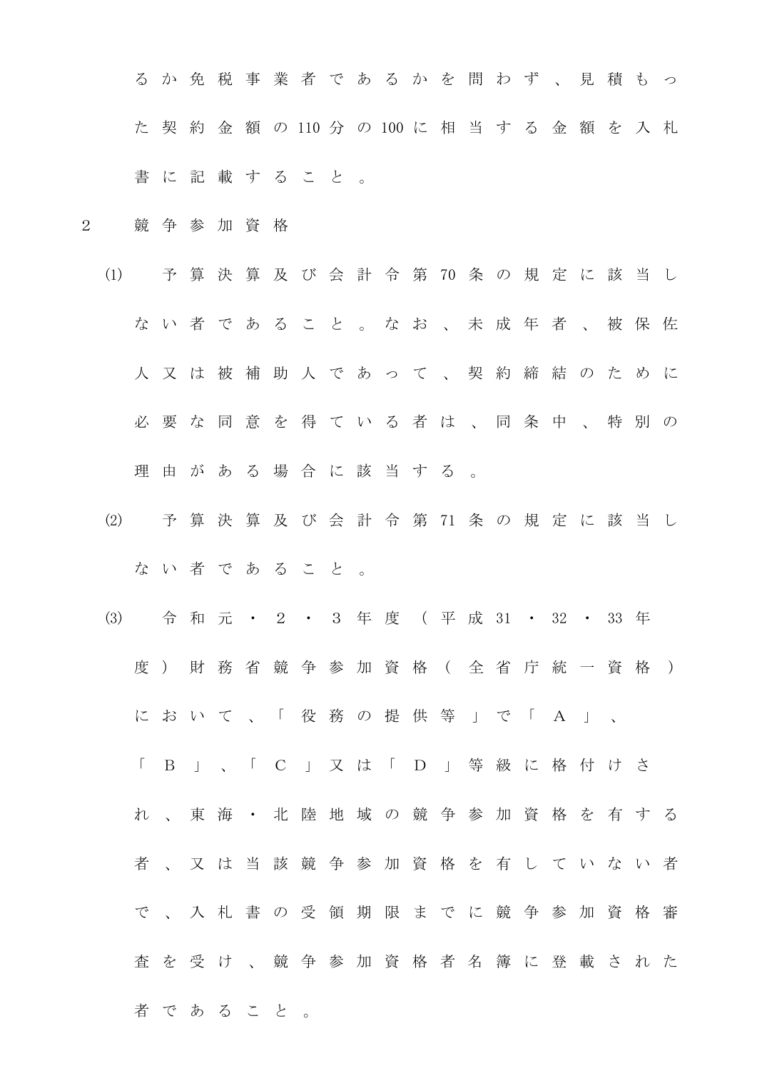るか免税事業者であるかを問わず、見積もった契約金額の110分の100に相当する金額を入札書に記載すること。

2　競争参加資格

(1)　予算決算及び会計令第70条の規定に該当しない者であること。なお、未成年者、被保佐人又は被補助人であって、契約締結のために必要な同意を得ている者は、同条中、特別の理由がある場合に該当する。

(2)　予算決算及び会計令第71条の規定に該当しない者であること。

(3)　令和元・２・３年度（平成31・32・33年度）財務省競争参加資格（全省庁統一資格）において、「役務の提供等」で「Ａ」、「Ｂ」、「Ｃ」又は「Ｄ」等級に格付けされ、東海・北陸地域の競争参加資格を有する者、又は当該競争参加資格を有していない者で、入札書の受領期限までに競争参加資格審査を受け、競争参加資格者名簿に登載された者であること。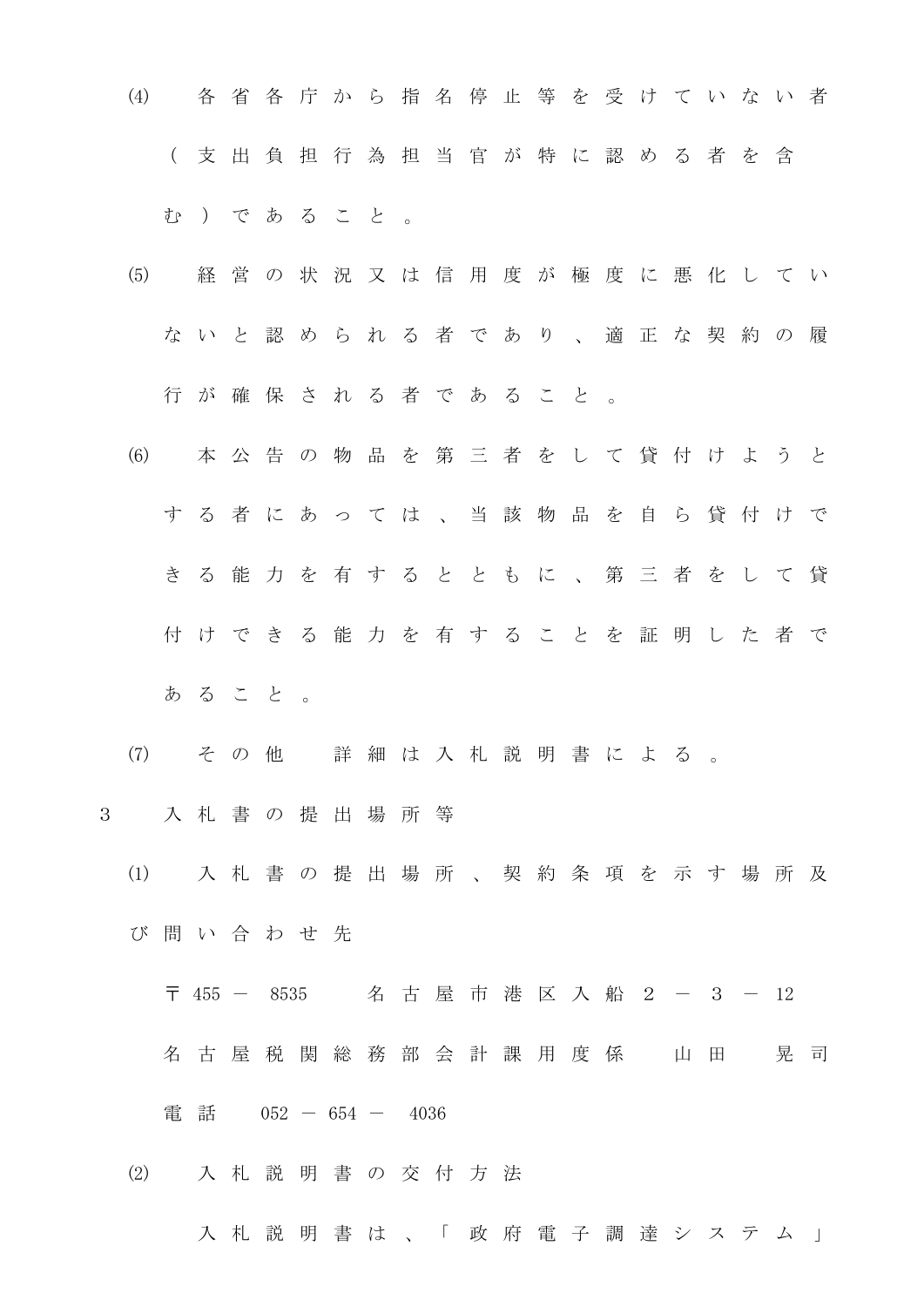(4) 各省各庁から指名停止等を受けていない者（支出負担行為担当官が特に認める者を含む）であること。

(5) 経営の状況又は信用度が極度に悪化していないと認められる者であり、適正な契約の履行が確保される者であること。

(6) 本公告の物品を第三者をして貸付けようとする者にあっては、当該物品を自ら貸付けできる能力を有するとともに、第三者をして貸付けできる能力を有することを証明した者であること。

(7) その他　詳細は入札説明書による。

3　入札書の提出場所等

(1) 入札書の提出場所、契約条項を示す場所及び問い合わせ先

〒455－8535　名古屋市港区入船２－３－12

名古屋税関総務部会計課用度係　山田　晃司

電話　052－654－4036

(2) 入札説明書の交付方法

入札説明書は、「政府電子調達システム」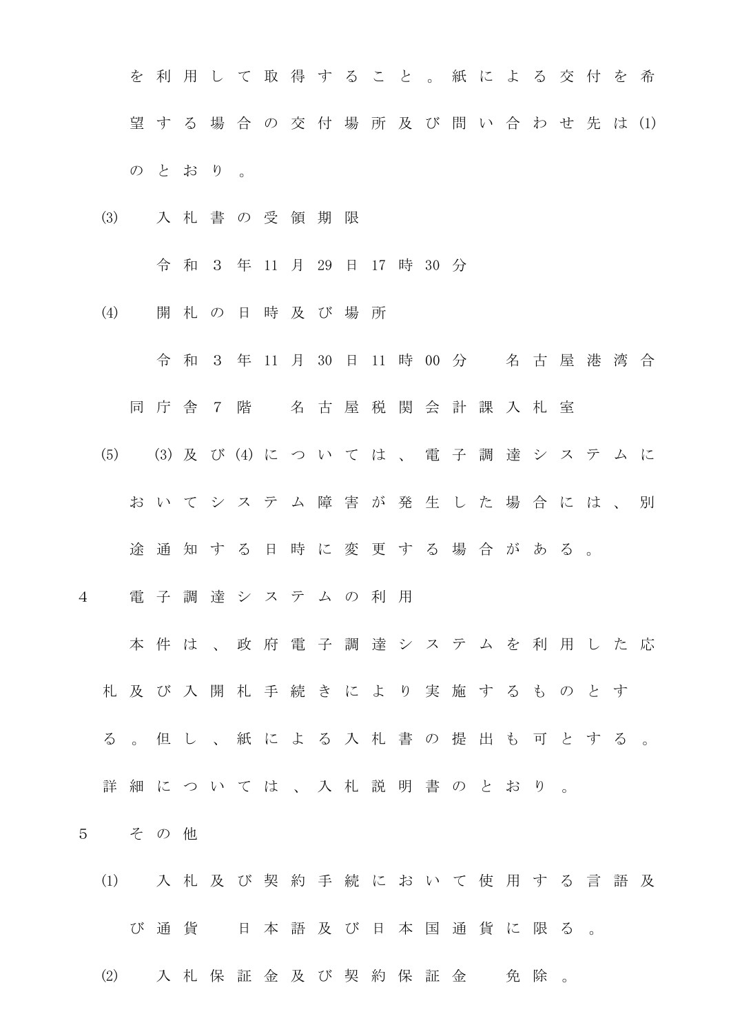を利用して取得すること。紙による交付を希望する場合の交付場所及び問い合わせ先は⑴のとおり。

⑶　入札書の受領期限

令和３年11月29日17時30分

⑷　開札の日時及び場所

令和３年11月30日11時00分　名古屋港湾合同庁舎７階　名古屋税関会計課入札室

⑸　⑶及び⑷については、電子調達システムにおいてシステム障害が発生した場合には、別途通知する日時に変更する場合がある。

４　電子調達システムの利用

本件は、政府電子調達システムを利用した応札及び入開札手続きにより実施するものとする。但し、紙による入札書の提出も可とする。詳細については、入札説明書のとおり。

５　その他

⑴　入札及び契約手続において使用する言語及び通貨　日本語及び日本国通貨に限る。

⑵　入札保証金及び契約保証金　免除。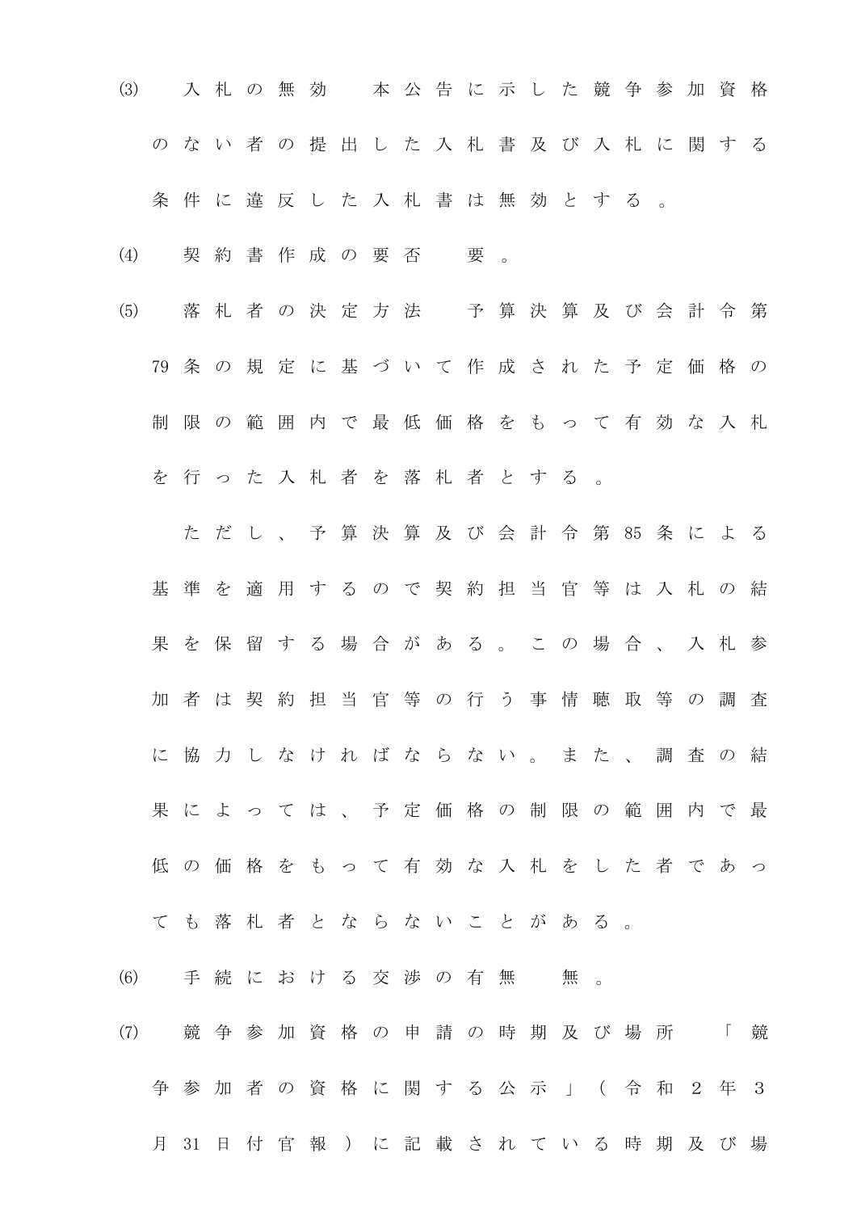(3)　入札の無効　本公告に示した競争参加資格のない者の提出した入札書及び入札に関する条件に違反した入札書は無効とする。

(4)　契約書作成の要否　要。

(5)　落札者の決定方法　予算決算及び会計令第79条の規定に基づいて作成された予定価格の制限の範囲内で最低価格をもって有効な入札を行った入札者を落札者とする。

　ただし、予算決算及び会計令第85条による基準を適用するので契約担当官等は入札の結果を保留する場合がある。この場合、入札参加者は契約担当官等の行う事情聴取等の調査に協力しなければならない。また、調査の結果によっては、予定価格の制限の範囲内で最低の価格をもって有効な入札をした者であっても落札者とならないことがある。

(6)　手続における交渉の有無　無。

(7)　競争参加資格の申請の時期及び場所　「競争参加者の資格に関する公示」（令和２年３月31日付官報）に記載されている時期及び場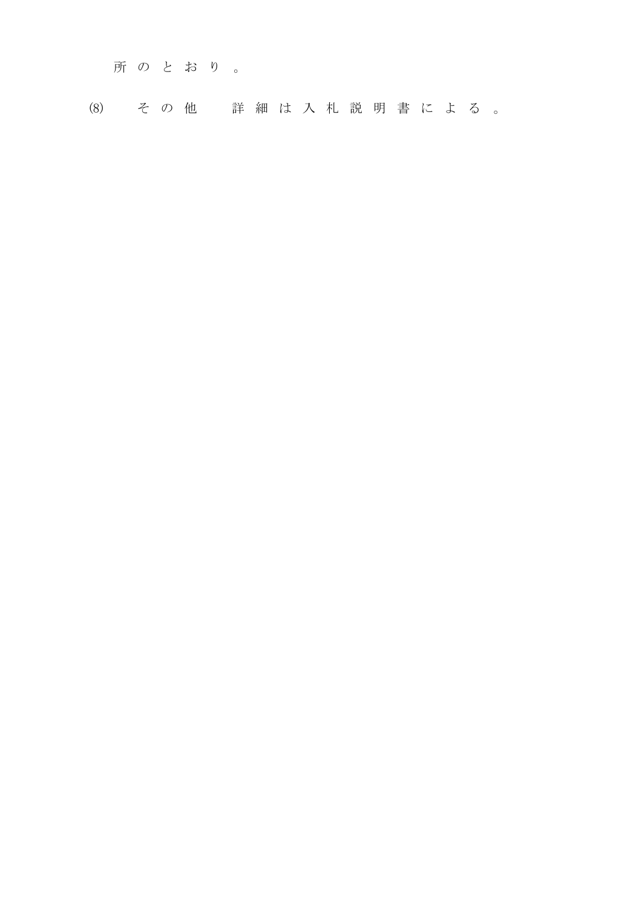所のとおり。

(8)　その他　詳細は入札説明書による。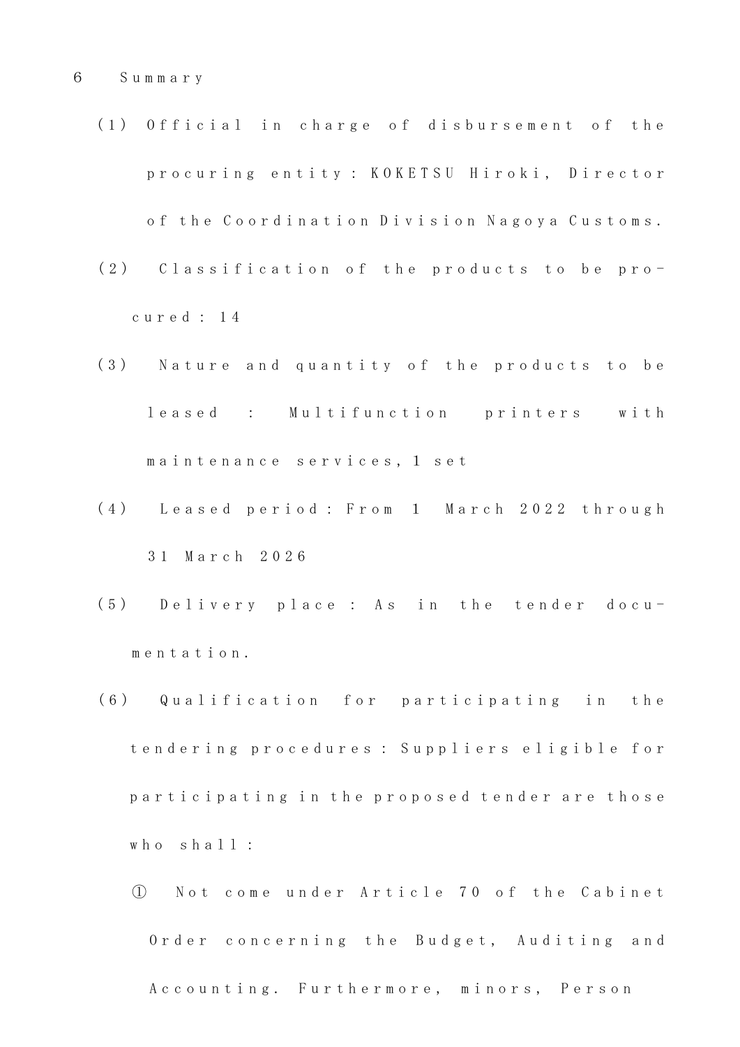6　Summary

(1) Official in charge of disbursement of the procuring entity : KOKETSU Hiroki, Director of the Coordination Division Nagoya Customs.

(2) Classification of the products to be procured : 14

(3) Nature and quantity of the products to be leased : Multifunction printers with maintenance services, 1 set

(4) Leased period : From 1 March 2022 through 31 March 2026

(5) Delivery place : As in the tender documentation.

(6) Qualification for participating in the tendering procedures : Suppliers eligible for participating in the proposed tender are those who shall :

① Not come under Article 70 of the Cabinet Order concerning the Budget, Auditing and Accounting. Furthermore, minors, Person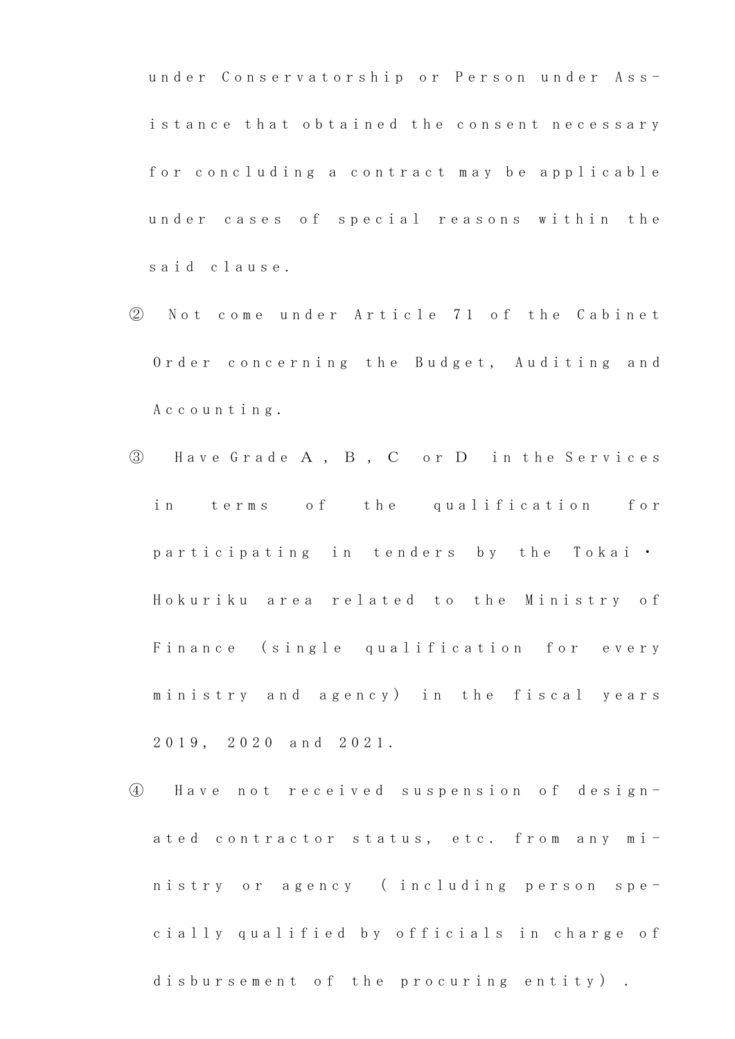under Conservatorship or Person under Assistance that obtained the consent necessary for concluding a contract may be applicable under cases of special reasons within the said clause.

② Not come under Article 71 of the Cabinet Order concerning the Budget, Auditing and Accounting.

③ Have Grade A, B, C or D in the Services in terms of the qualification for participating in tenders by the Tokai・Hokuriku area related to the Ministry of Finance (single qualification for every ministry and agency) in the fiscal years 2019, 2020 and 2021.

④ Have not received suspension of designated contractor status, etc. from any ministry or agency (including person specially qualified by officials in charge of disbursement of the procuring entity).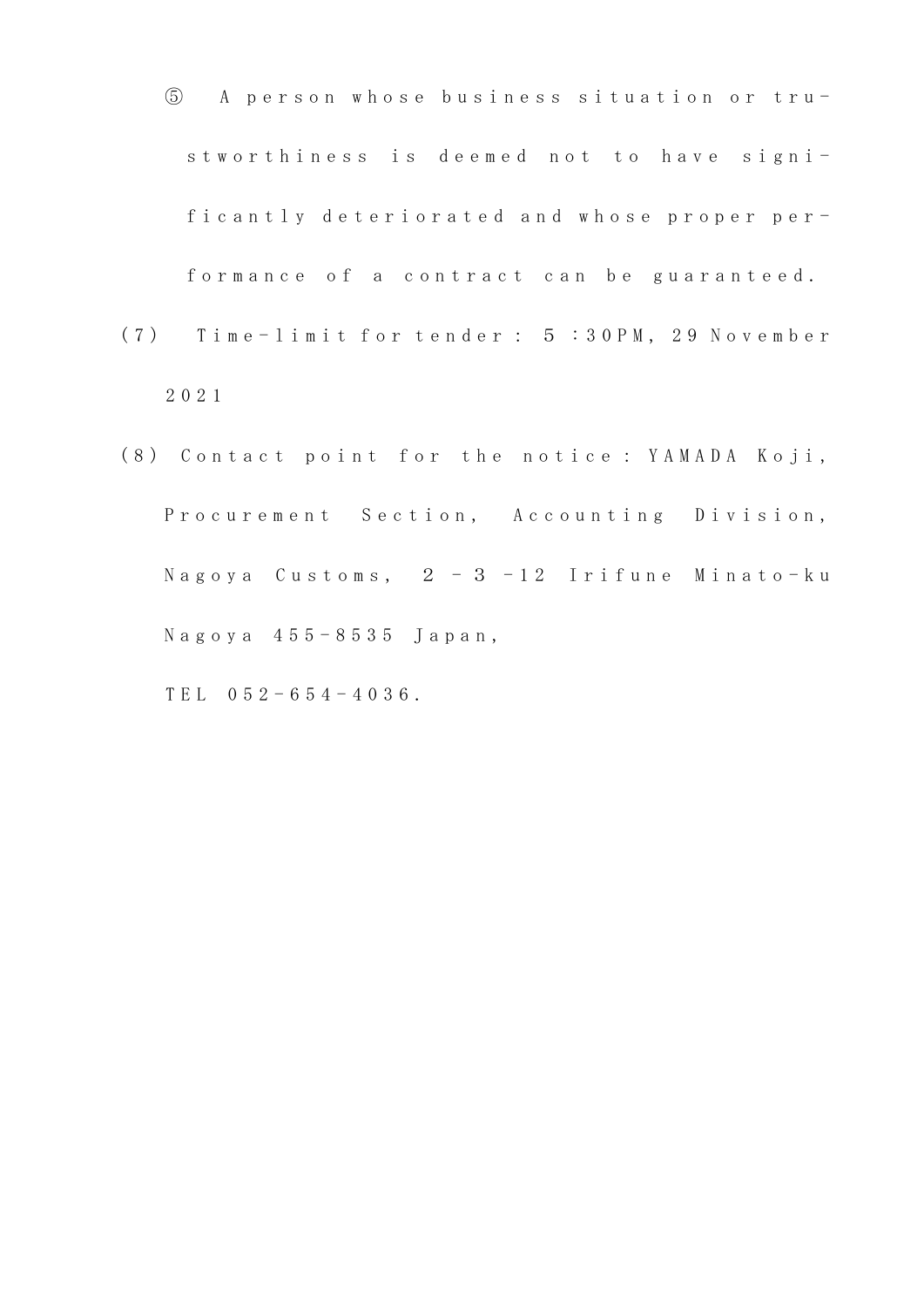⑤ A person whose business situation or trustworthiness is deemed not to have significantly deteriorated and whose proper performance of a contract can be guaranteed.

(7) Time-limit for tender: 5:30PM, 29 November 2021

(8) Contact point for the notice: YAMADA Koji, Procurement Section, Accounting Division, Nagoya Customs, 2-3-12 Irifune Minato-ku Nagoya 455-8535 Japan,
TEL 052-654-4036.